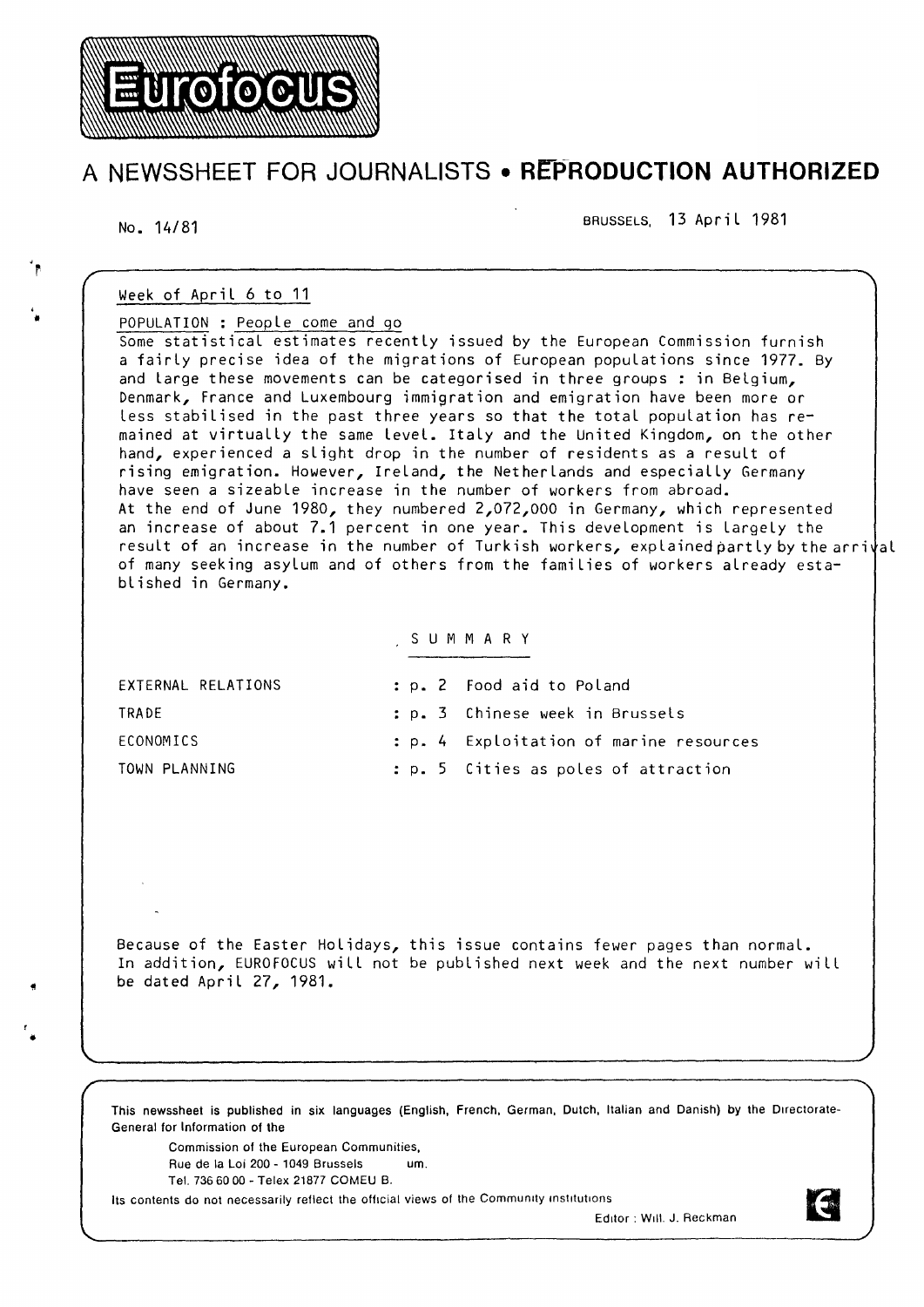# Eurofocus

## A NEWSSHEET FOR JOURNALISTS • REPRODUCTION AUTHORIZED

No. 14/81

BRUSSELS, 13 April 1981

Week of April 6 to 11

POPULATION : People come and go

Some statistical estimates recently issued by the European Commission furnish a fairly precise idea of the migrations of European populations since 1977. By and large these movements can be categorised in three groups : in Belgium, Denmark, France and Luxembourg immigration and emigration have been more or less stabilised in the past three years so that the total population has remained at virtually the same level. Italy and the United Kingdom, on the other hand, experienced a slight drop in the number of residents as a result of rising emigration. However, Ireland, the Netherlands and especially Germany have seen a sizeable increase in the number of workers from abroad.
At the end of June 1980, they numbered 2,072,000 in Germany, which represented an increase of about 7.1 percent in one year. This development is largely the result of an increase in the number of Turkish workers, explained partly by the arrival of many seeking asylum and of others from the families of workers already established in Germany.

S U M M A R Y

| | |
|---|---|
| EXTERNAL RELATIONS | : p. 2 Food aid to Poland |
| TRADE | : p. 3 Chinese week in Brussels |
| ECONOMICS | : p. 4 Exploitation of marine resources |
| TOWN PLANNING | : p. 5 Cities as poles of attraction |

Because of the Easter Holidays, this issue contains fewer pages than normal. In addition, EUROFOCUS will not be published next week and the next number will be dated April 27, 1981.

This newssheet is published in six languages (English, French, German, Dutch, Italian and Danish) by the Directorate-General for Information of the

Commission of the European Communities,
Rue de la Loi 200 - 1049 Brussels um.
Tel. 736 60 00 - Telex 21877 COMEU B.

Its contents do not necessarily reflect the official views of the Community institutions

Editor : Will. J. Reckman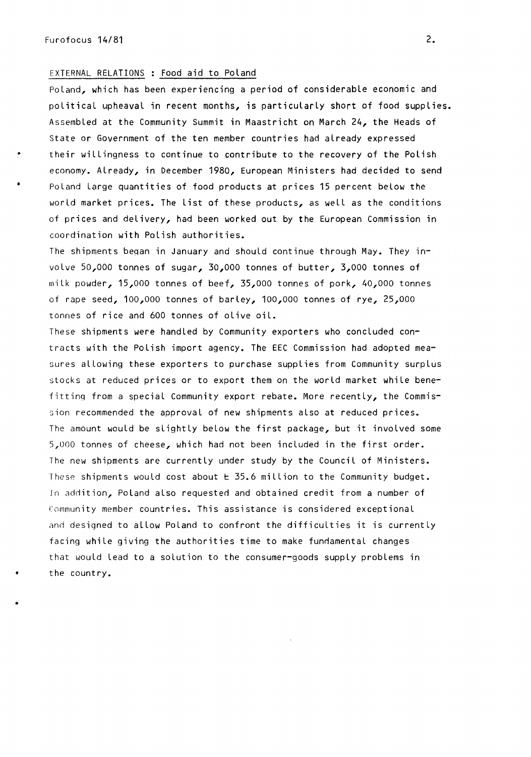## EXTERNAL RELATIONS : Food aid to Poland

Poland, which has been experiencing a period of considerable economic and political upheaval in recent months, is particularly short of food supplies. Assembled at the Community Summit in Maastricht on March 24, the Heads of State or Government of the ten member countries had already expressed their willingness to continue to contribute to the recovery of the Polish economy. Already, in December 1980, European Ministers had decided to send Poland large quantities of food products at prices 15 percent below the world market prices. The list of these products, as well as the conditions of prices and delivery, had been worked out by the European Commission in coordination with Polish authorities.

The shipments began in January and should continue through May. They involve 50,000 tonnes of sugar, 30,000 tonnes of butter, 3,000 tonnes of milk powder, 15,000 tonnes of beef, 35,000 tonnes of pork, 40,000 tonnes of rape seed, 100,000 tonnes of barley, 100,000 tonnes of rye, 25,000 tonnes of rice and 600 tonnes of olive oil.

These shipments were handled by Community exporters who concluded contracts with the Polish import agency. The EEC Commission had adopted measures allowing these exporters to purchase supplies from Community surplus stocks at reduced prices or to export them on the world market while benefitting from a special Community export rebate. More recently, the Commission recommended the approval of new shipments also at reduced prices. The amount would be slightly below the first package, but it involved some 5,000 tonnes of cheese, which had not been included in the first order. The new shipments are currently under study by the Council of Ministers. These shipments would cost about £ 35.6 million to the Community budget. In addition, Poland also requested and obtained credit from a number of Community member countries. This assistance is considered exceptional and designed to allow Poland to confront the difficulties it is currently facing while giving the authorities time to make fundamental changes that would lead to a solution to the consumer-goods supply problems in the country.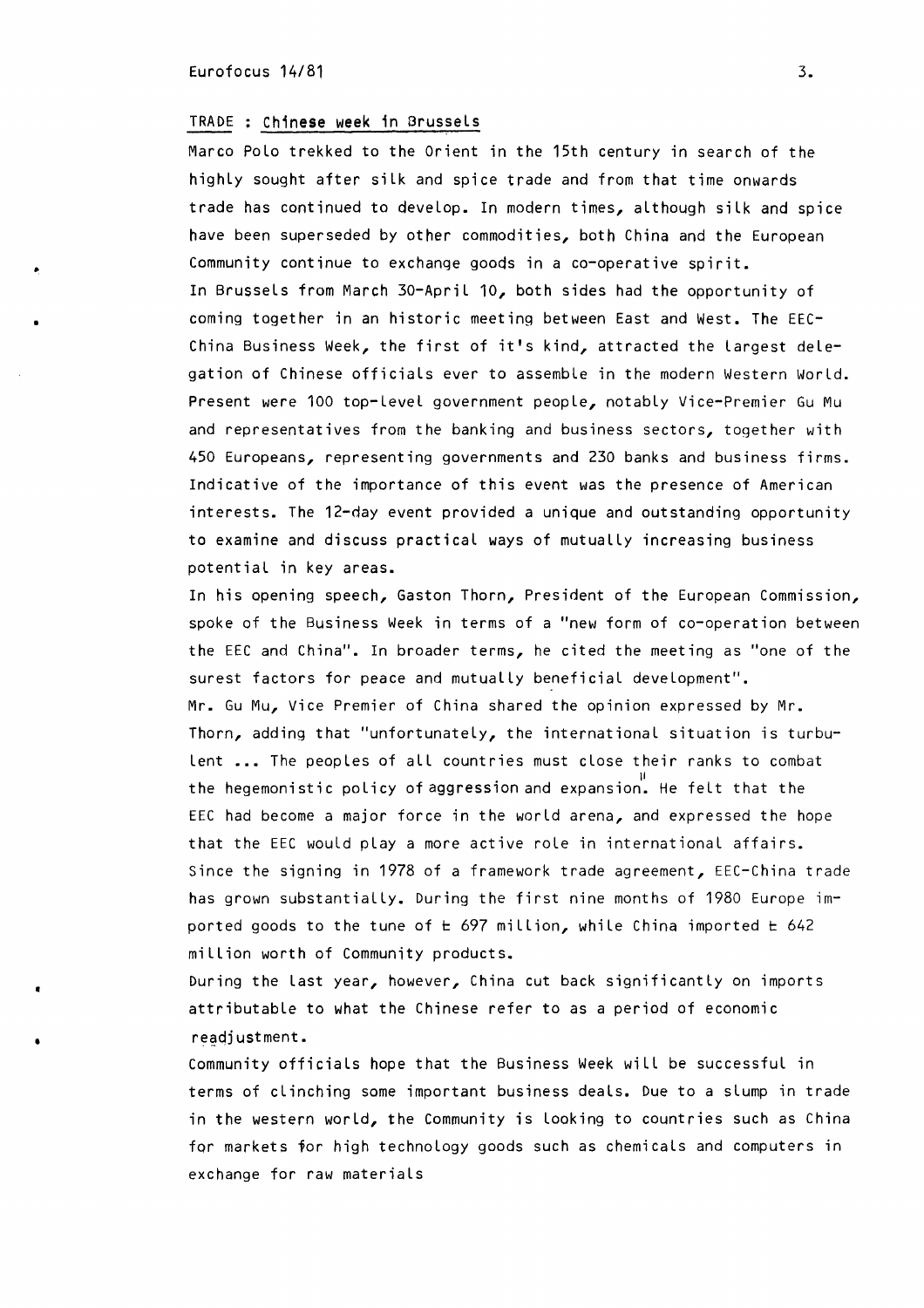## TRADE : Chinese week in Brussels

Marco Polo trekked to the Orient in the 15th century in search of the highly sought after silk and spice trade and from that time onwards trade has continued to develop. In modern times, although silk and spice have been superseded by other commodities, both China and the European Community continue to exchange goods in a co-operative spirit.

In Brussels from March 30-April 10, both sides had the opportunity of coming together in an historic meeting between East and West. The EEC-China Business Week, the first of it's kind, attracted the largest delegation of Chinese officials ever to assemble in the modern Western World. Present were 100 top-level government people, notably Vice-Premier Gu Mu and representatives from the banking and business sectors, together with 450 Europeans, representing governments and 230 banks and business firms. Indicative of the importance of this event was the presence of American interests. The 12-day event provided a unique and outstanding opportunity to examine and discuss practical ways of mutually increasing business potential in key areas.

In his opening speech, Gaston Thorn, President of the European Commission, spoke of the Business Week in terms of a "new form of co-operation between the EEC and China". In broader terms, he cited the meeting as "one of the surest factors for peace and mutually beneficial development".

Mr. Gu Mu, Vice Premier of China shared the opinion expressed by Mr. Thorn, adding that "unfortunately, the international situation is turbulent ... The peoples of all countries must close their ranks to combat the hegemonistic policy of aggression and expansion." He felt that the EEC had become a major force in the world arena, and expressed the hope that the EEC would play a more active role in international affairs.

Since the signing in 1978 of a framework trade agreement, EEC-China trade has grown substantially. During the first nine months of 1980 Europe imported goods to the tune of £ 697 million, while China imported £ 642 million worth of Community products.

During the last year, however, China cut back significantly on imports attributable to what the Chinese refer to as a period of economic readjustment.

Community officials hope that the Business Week will be successful in terms of clinching some important business deals. Due to a slump in trade in the western world, the Community is looking to countries such as China for markets for high technology goods such as chemicals and computers in exchange for raw materials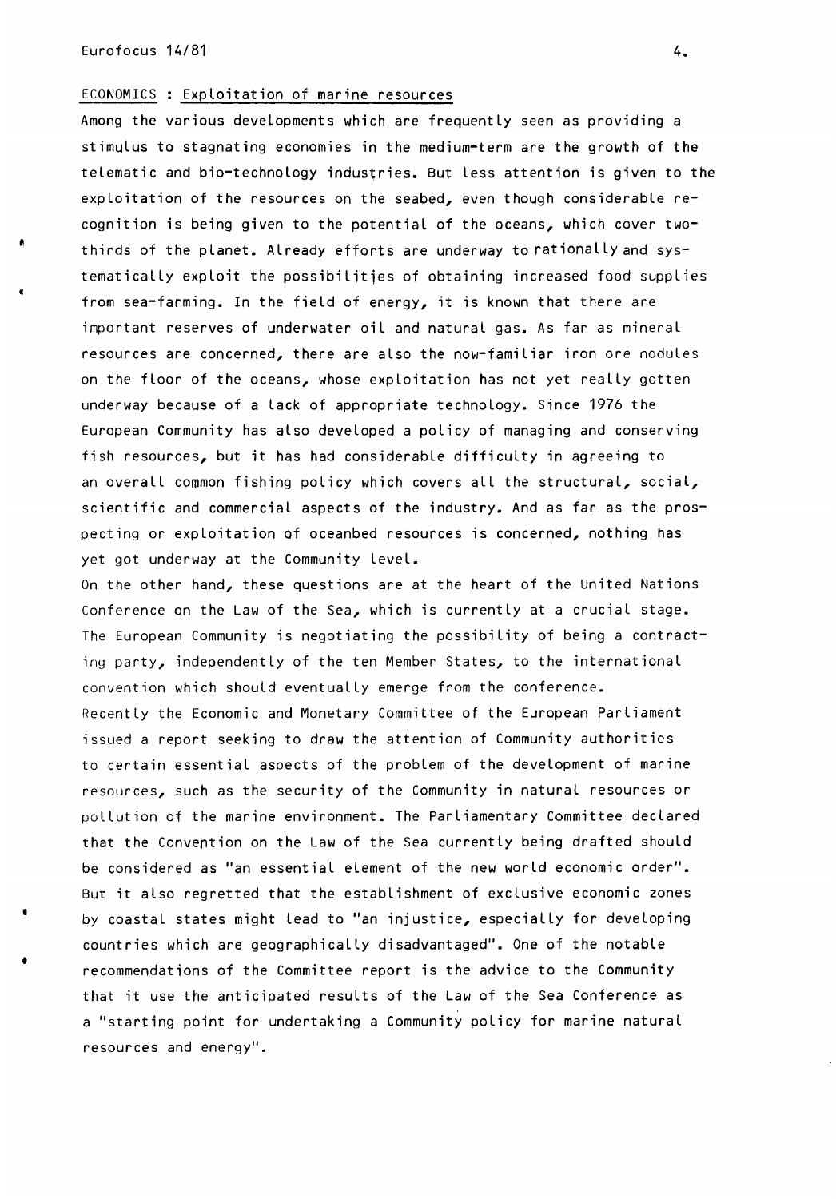## ECONOMICS : Exploitation of marine resources

Among the various developments which are frequently seen as providing a stimulus to stagnating economies in the medium-term are the growth of the telematic and bio-technology industries. But less attention is given to the exploitation of the resources on the seabed, even though considerable recognition is being given to the potential of the oceans, which cover two-thirds of the planet. Already efforts are underway to rationally and systematically exploit the possibilities of obtaining increased food supplies from sea-farming. In the field of energy, it is known that there are important reserves of underwater oil and natural gas. As far as mineral resources are concerned, there are also the now-familiar iron ore nodules on the floor of the oceans, whose exploitation has not yet really gotten underway because of a lack of appropriate technology. Since 1976 the European Community has also developed a policy of managing and conserving fish resources, but it has had considerable difficulty in agreeing to an overall common fishing policy which covers all the structural, social, scientific and commercial aspects of the industry. And as far as the prospecting or exploitation of oceanbed resources is concerned, nothing has yet got underway at the Community level.

On the other hand, these questions are at the heart of the United Nations Conference on the Law of the Sea, which is currently at a crucial stage. The European Community is negotiating the possibility of being a contracting party, independently of the ten Member States, to the international convention which should eventually emerge from the conference.

Recently the Economic and Monetary Committee of the European Parliament issued a report seeking to draw the attention of Community authorities to certain essential aspects of the problem of the development of marine resources, such as the security of the Community in natural resources or pollution of the marine environment. The Parliamentary Committee declared that the Convention on the Law of the Sea currently being drafted should be considered as "an essential element of the new world economic order". But it also regretted that the establishment of exclusive economic zones by coastal states might lead to "an injustice, especially for developing countries which are geographically disadvantaged". One of the notable recommendations of the Committee report is the advice to the Community that it use the anticipated results of the Law of the Sea Conference as a "starting point for undertaking a Community policy for marine natural resources and energy".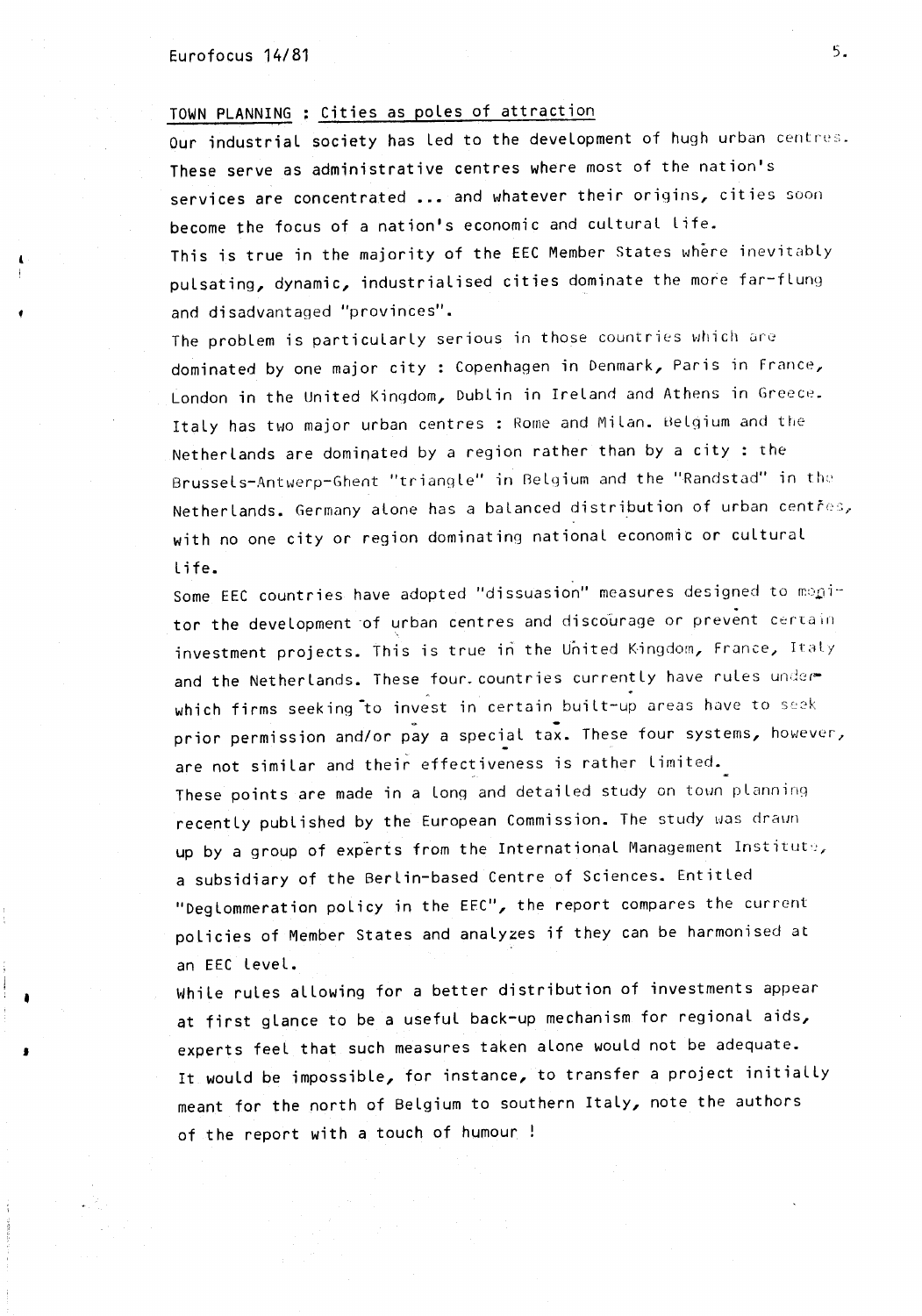## TOWN PLANNING : Cities as poles of attraction

Our industrial society has led to the development of hugh urban centres. These serve as administrative centres where most of the nation's services are concentrated ... and whatever their origins, cities soon become the focus of a nation's economic and cultural life.

This is true in the majority of the EEC Member States where inevitably pulsating, dynamic, industrialised cities dominate the more far-flung and disadvantaged "provinces".

The problem is particularly serious in those countries which are dominated by one major city : Copenhagen in Denmark, Paris in France, London in the United Kingdom, Dublin in Ireland and Athens in Greece. Italy has two major urban centres : Rome and Milan. Belgium and the Netherlands are dominated by a region rather than by a city : the Brussels-Antwerp-Ghent "triangle" in Belgium and the "Randstad" in the Netherlands. Germany alone has a balanced distribution of urban centres, with no one city or region dominating national economic or cultural life.

Some EEC countries have adopted "dissuasion" measures designed to monitor the development of urban centres and discourage or prevent certain investment projects. This is true in the United Kingdom, France, Italy and the Netherlands. These four countries currently have rules under which firms seeking to invest in certain built-up areas have to seek prior permission and/or pay a special tax. These four systems, however, are not similar and their effectiveness is rather limited.

These points are made in a long and detailed study on town planning recently published by the European Commission. The study was drawn up by a group of experts from the International Management Institute, a subsidiary of the Berlin-based Centre of Sciences. Entitled "Deglommeration policy in the EEC", the report compares the current policies of Member States and analyzes if they can be harmonised at an EEC level.

While rules allowing for a better distribution of investments appear at first glance to be a useful back-up mechanism for regional aids, experts feel that such measures taken alone would not be adequate. It would be impossible, for instance, to transfer a project initially meant for the north of Belgium to southern Italy, note the authors of the report with a touch of humour !